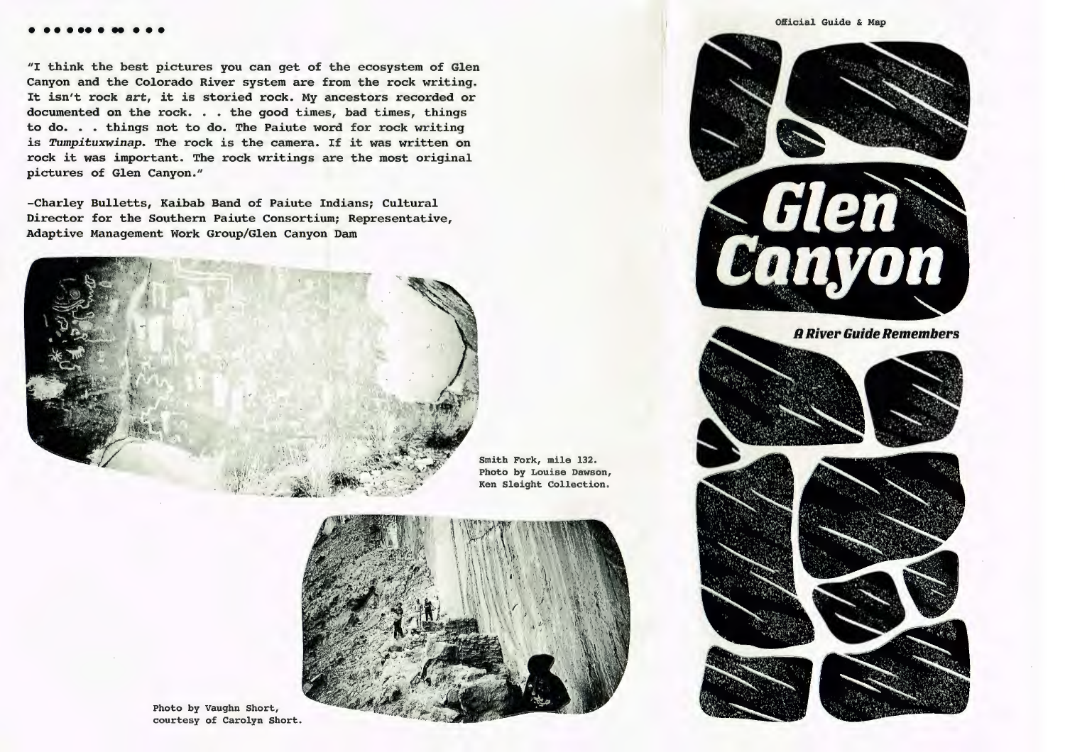"I think the best pictures you can get of the ecosystem of Glen Canyon and the Colorado River system are from the rock writing. It isn't rock *art*, it is storied rock. My ancestors recorded or documented on the rock. . . the good times, bad times, things to do. . . things not to do. The Paiute word for rock writing is *Tumpituxwinap*. The rock is the camera. If it was written on rock it was important. The rock writings are the most original pictures of Glen Canyon."

-Charley Bulletts, Kaibab Band of Paiute Indians; Cultural Director for the Southern Paiute Consortium; Representative, Adaptive Management Work Group/Glen Canyon Dam

Smith Fork, mile 132. Photo by Louise Dawson, Ken Sleight Collection.

Photo by Vaughn Short, courtesy of Carolyn Short.

Official Guide & Map

# Glen Canyon

## A River Guide Remembers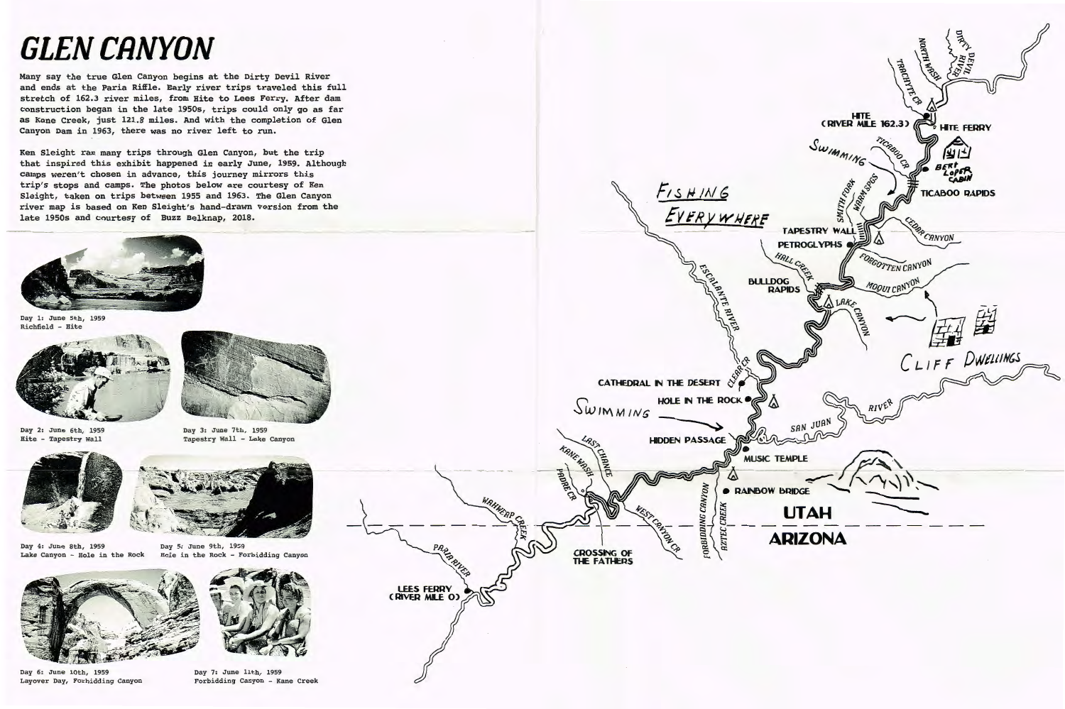# GLEN CANYON

Many say the true Glen Canyon begins at the Dirty Devil River and ends at the Paria Riffle. Early river trips traveled this full stretch of 162.3 river miles, from Hite to Lees Ferry. After dam construction began in the late 1950s, trips could only go as far as Kane Creek, just 121.8 miles. And with the completion of Glen Canyon Dam in 1963, there was no river left to run.

Ken Sleight ran many trips through Glen Canyon, but the trip that inspired this exhibit happened in early June, 1959. Although camps weren't chosen in advance, this journey mirrors this trip's stops and camps. The photos below are courtesy of Ken Sleight, taken on trips between 1955 and 1963. The Glen Canyon river map is based on Ken Sleight's hand-drawn version from the late 1950s and courtesy of Buzz Belknap, 2018.

Day 1: June 5th, 1959
Richfield - Hite

Day 2: June 6th, 1959
Hite - Tapestry Wall

Day 3: June 7th, 1959
Tapestry Wall - Lake Canyon

Day 4: June 8th, 1959
Lake Canyon - Hole in the Rock

Day 5: June 9th, 1959
Hole in the Rock - Forbidding Canyon

Day 6: June 10th, 1959
Layover Day, Forbidding Canyon

Day 7: June 11th, 1959
Forbidding Canyon - Kane Creek

DIRTY DEVIL RIVER
NORTH WASH
TRACHYTE CR
HITE (RIVER MILE 162.3)
HITE FERRY
TICABOO CR
BERT LOPER CABIN
TICABOO RAPIDS
SWIMMING
WARM SPGS
SMITH FORK
FISHING EVERYWHERE
TAPESTRY WALL
CEDAR CANYON
PETROGLYPHS
HALL CREEK
FORGOTTEN CANYON
BULLDOG RAPIDS
MOQUI CANYON
LAKE CANYON
ESCALANTE RIVER
CLIFF DWELLINGS
CLEAR CR
CATHEDRAL IN THE DESERT
HOLE IN THE ROCK
SWIMMING
RIVER
SAN JUAN
HIDDEN PASSAGE
MUSIC TEMPLE
LAST CHANCE
KANE WASH
PADRE CR
RAINBOW BRIDGE
FORBIDDING CANYON
AZTEC CREEK
WEST CANYON CR
UTAH
ARIZONA
WAHWEAP CREEK
PARIA RIVER
CROSSING OF THE FATHERS
LEES FERRY (RIVER MILE 0)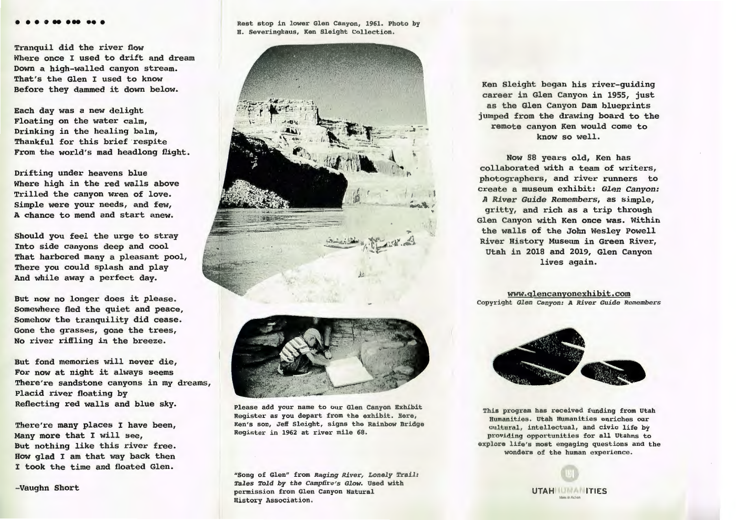Tranquil did the river flow
Where once I used to drift and dream
Down a high-walled canyon stream.
That's the Glen I used to know
Before they dammed it down below.

Each day was a new delight
Floating on the water calm,
Drinking in the healing balm,
Thankful for this brief respite
From the world's mad headlong flight.

Drifting under heavens blue
Where high in the red walls above
Trilled the canyon wren of love.
Simple were your needs, and few,
A chance to mend and start anew.

Should you feel the urge to stray
Into side canyons deep and cool
That harbored many a pleasant pool,
There you could splash and play
And while away a perfect day.

But now no longer does it please.
Somewhere fled the quiet and peace,
Somehow the tranquility did cease.
Gone the grasses, gone the trees,
No river riffling in the breeze.

But fond memories will never die,
For now at night it always seems
There're sandstone canyons in my dreams,
Placid river floating by
Reflecting red walls and blue sky.

There're many places I have been,
Many more that I will see,
But nothing like this river free.
How glad I am that way back then
I took the time and floated Glen.

-Vaughn Short

Rest stop in lower Glen Canyon, 1961. Photo by H. Severinghaus, Ken Sleight Collection.

Please add your name to our Glen Canyon Exhibit Register as you depart from the exhibit. Here, Ken's son, Jeff Sleight, signs the Rainbow Bridge Register in 1962 at river mile 68.

"Song of Glen" from *Raging River, Lonely Trail: Tales Told by the Campfire's Glow*. Used with permission from Glen Canyon Natural History Association.

Ken Sleight began his river-guiding career in Glen Canyon in 1955, just as the Glen Canyon Dam blueprints jumped from the drawing board to the remote canyon Ken would come to know so well.

Now 88 years old, Ken has collaborated with a team of writers, photographers, and river runners to create a museum exhibit: *Glen Canyon: A River Guide Remembers*, as simple, gritty, and rich as a trip through Glen Canyon with Ken once was. Within the walls of the John Wesley Powell River History Museum in Green River, Utah in 2018 and 2019, Glen Canyon lives again.

www.glencanyonexhibit.com
Copyright *Glen Canyon: A River Guide Remembers*

This program has received funding from Utah Humanities. Utah Humanities enriches our cultural, intellectual, and civic life by providing opportunities for all Utahns to explore life's most engaging questions and the wonders of the human experience.

UTAH HUMANITIES
Ideas in Action